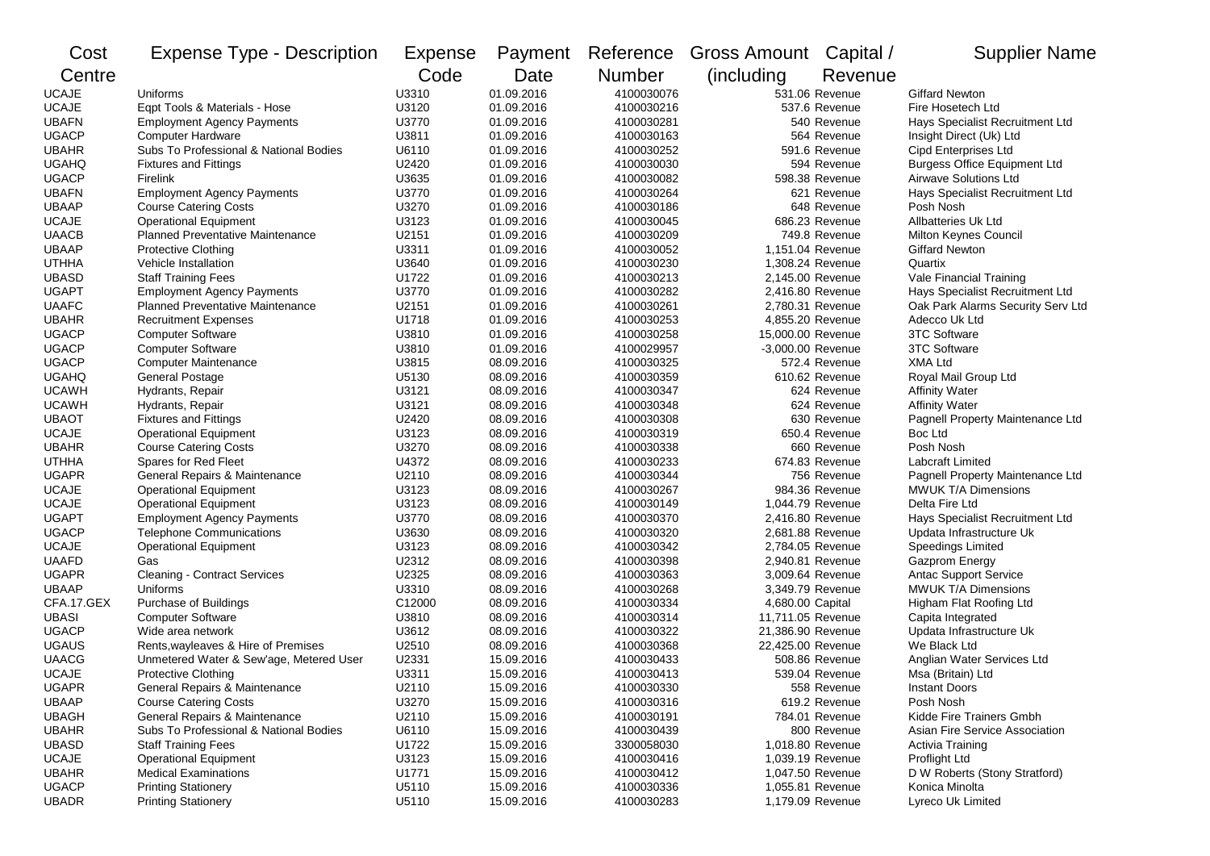| Cost Centre | Expense Type - Description | Expense Code | Payment Date | Reference Number | Gross Amount (including | Capital / Revenue | Supplier Name |
|---|---|---|---|---|---|---|---|
| UCAJE | Uniforms | U3310 | 01.09.2016 | 4100030076 | 531.06 | Revenue | Giffard Newton |
| UCAJE | Eqpt Tools & Materials - Hose | U3120 | 01.09.2016 | 4100030216 | 537.6 | Revenue | Fire Hosetech Ltd |
| UBAFN | Employment Agency Payments | U3770 | 01.09.2016 | 4100030281 | 540 | Revenue | Hays Specialist Recruitment Ltd |
| UGACP | Computer Hardware | U3811 | 01.09.2016 | 4100030163 | 564 | Revenue | Insight Direct (Uk) Ltd |
| UBAHR | Subs To Professional & National Bodies | U6110 | 01.09.2016 | 4100030252 | 591.6 | Revenue | Cipd Enterprises Ltd |
| UGAHQ | Fixtures and Fittings | U2420 | 01.09.2016 | 4100030030 | 594 | Revenue | Burgess Office Equipment Ltd |
| UGACP | Firelink | U3635 | 01.09.2016 | 4100030082 | 598.38 | Revenue | Airwave Solutions Ltd |
| UBAFN | Employment Agency Payments | U3770 | 01.09.2016 | 4100030264 | 621 | Revenue | Hays Specialist Recruitment Ltd |
| UBAAP | Course Catering Costs | U3270 | 01.09.2016 | 4100030186 | 648 | Revenue | Posh Nosh |
| UCAJE | Operational Equipment | U3123 | 01.09.2016 | 4100030045 | 686.23 | Revenue | Allbatteries Uk Ltd |
| UAACB | Planned Preventative Maintenance | U2151 | 01.09.2016 | 4100030209 | 749.8 | Revenue | Milton Keynes Council |
| UBAAP | Protective Clothing | U3311 | 01.09.2016 | 4100030052 | 1,151.04 | Revenue | Giffard Newton |
| UTHHA | Vehicle Installation | U3640 | 01.09.2016 | 4100030230 | 1,308.24 | Revenue | Quartix |
| UBASD | Staff Training Fees | U1722 | 01.09.2016 | 4100030213 | 2,145.00 | Revenue | Vale Financial Training |
| UGAPT | Employment Agency Payments | U3770 | 01.09.2016 | 4100030282 | 2,416.80 | Revenue | Hays Specialist Recruitment Ltd |
| UAAFC | Planned Preventative Maintenance | U2151 | 01.09.2016 | 4100030261 | 2,780.31 | Revenue | Oak Park Alarms Security Serv Ltd |
| UBAHR | Recruitment Expenses | U1718 | 01.09.2016 | 4100030253 | 4,855.20 | Revenue | Adecco Uk Ltd |
| UGACP | Computer Software | U3810 | 01.09.2016 | 4100030258 | 15,000.00 | Revenue | 3TC Software |
| UGACP | Computer Software | U3810 | 01.09.2016 | 4100029957 | -3,000.00 | Revenue | 3TC Software |
| UGACP | Computer Maintenance | U3815 | 08.09.2016 | 4100030325 | 572.4 | Revenue | XMA Ltd |
| UGAHQ | General Postage | U5130 | 08.09.2016 | 4100030359 | 610.62 | Revenue | Royal Mail Group Ltd |
| UCAWH | Hydrants, Repair | U3121 | 08.09.2016 | 4100030347 | 624 | Revenue | Affinity Water |
| UCAWH | Hydrants, Repair | U3121 | 08.09.2016 | 4100030348 | 624 | Revenue | Affinity Water |
| UBAOT | Fixtures and Fittings | U2420 | 08.09.2016 | 4100030308 | 630 | Revenue | Pagnell Property Maintenance Ltd |
| UCAJE | Operational Equipment | U3123 | 08.09.2016 | 4100030319 | 650.4 | Revenue | Boc Ltd |
| UBAHR | Course Catering Costs | U3270 | 08.09.2016 | 4100030338 | 660 | Revenue | Posh Nosh |
| UTHHA | Spares for Red Fleet | U4372 | 08.09.2016 | 4100030233 | 674.83 | Revenue | Labcraft Limited |
| UGAPR | General Repairs & Maintenance | U2110 | 08.09.2016 | 4100030344 | 756 | Revenue | Pagnell Property Maintenance Ltd |
| UCAJE | Operational Equipment | U3123 | 08.09.2016 | 4100030267 | 984.36 | Revenue | MWUK T/A Dimensions |
| UCAJE | Operational Equipment | U3123 | 08.09.2016 | 4100030149 | 1,044.79 | Revenue | Delta Fire Ltd |
| UGAPT | Employment Agency Payments | U3770 | 08.09.2016 | 4100030370 | 2,416.80 | Revenue | Hays Specialist Recruitment Ltd |
| UGACP | Telephone Communications | U3630 | 08.09.2016 | 4100030320 | 2,681.88 | Revenue | Updata Infrastructure Uk |
| UCAJE | Operational Equipment | U3123 | 08.09.2016 | 4100030342 | 2,784.05 | Revenue | Speedings Limited |
| UAAFD | Gas | U2312 | 08.09.2016 | 4100030398 | 2,940.81 | Revenue | Gazprom Energy |
| UGAPR | Cleaning - Contract Services | U2325 | 08.09.2016 | 4100030363 | 3,009.64 | Revenue | Antac Support Service |
| UBAAP | Uniforms | U3310 | 08.09.2016 | 4100030268 | 3,349.79 | Revenue | MWUK T/A Dimensions |
| CFA.17.GEX | Purchase of Buildings | C12000 | 08.09.2016 | 4100030334 | 4,680.00 | Capital | Higham Flat Roofing Ltd |
| UBASI | Computer Software | U3810 | 08.09.2016 | 4100030314 | 11,711.05 | Revenue | Capita Integrated |
| UGACP | Wide area network | U3612 | 08.09.2016 | 4100030322 | 21,386.90 | Revenue | Updata Infrastructure Uk |
| UGAUS | Rents,wayleaves & Hire of Premises | U2510 | 08.09.2016 | 4100030368 | 22,425.00 | Revenue | We Black Ltd |
| UAACG | Unmetered Water & Sew'age, Metered User | U2331 | 15.09.2016 | 4100030433 | 508.86 | Revenue | Anglian Water Services Ltd |
| UCAJE | Protective Clothing | U3311 | 15.09.2016 | 4100030413 | 539.04 | Revenue | Msa (Britain) Ltd |
| UGAPR | General Repairs & Maintenance | U2110 | 15.09.2016 | 4100030330 | 558 | Revenue | Instant Doors |
| UBAAP | Course Catering Costs | U3270 | 15.09.2016 | 4100030316 | 619.2 | Revenue | Posh Nosh |
| UBAGH | General Repairs & Maintenance | U2110 | 15.09.2016 | 4100030191 | 784.01 | Revenue | Kidde Fire Trainers Gmbh |
| UBAHR | Subs To Professional & National Bodies | U6110 | 15.09.2016 | 4100030439 | 800 | Revenue | Asian Fire Service Association |
| UBASD | Staff Training Fees | U1722 | 15.09.2016 | 3300058030 | 1,018.80 | Revenue | Activia Training |
| UCAJE | Operational Equipment | U3123 | 15.09.2016 | 4100030416 | 1,039.19 | Revenue | Proflight Ltd |
| UBAHR | Medical Examinations | U1771 | 15.09.2016 | 4100030412 | 1,047.50 | Revenue | D W Roberts (Stony Stratford) |
| UGACP | Printing Stationery | U5110 | 15.09.2016 | 4100030336 | 1,055.81 | Revenue | Konica Minolta |
| UBADR | Printing Stationery | U5110 | 15.09.2016 | 4100030283 | 1,179.09 | Revenue | Lyreco Uk Limited |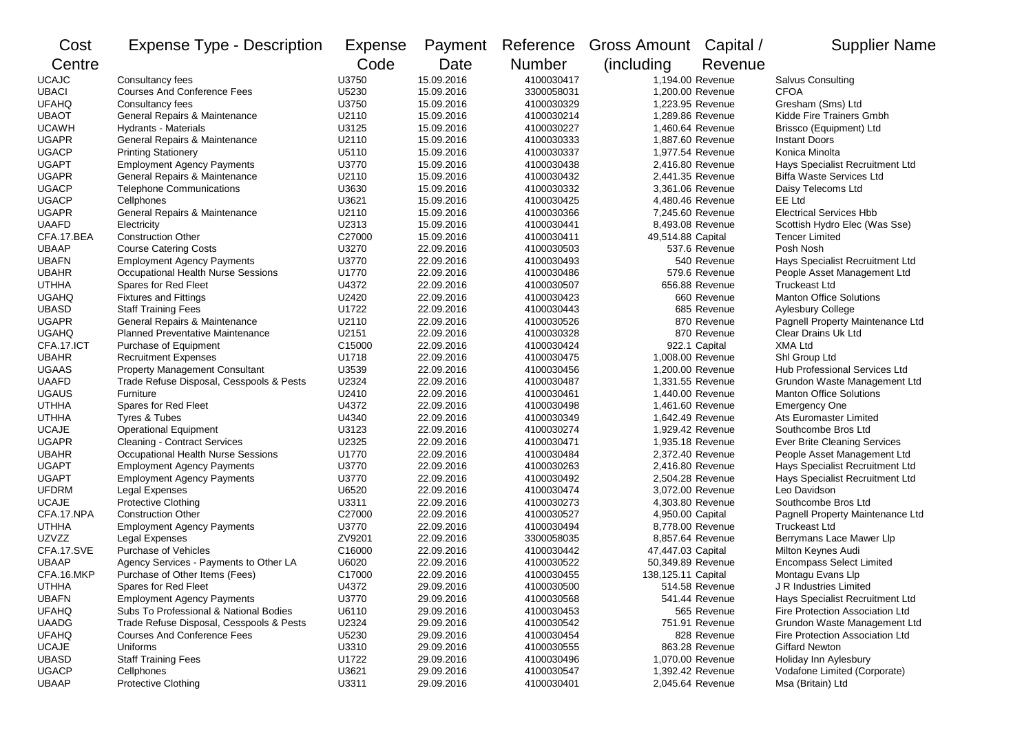| Cost Centre | Expense Type - Description | Expense Code | Payment Date | Reference Number | Gross Amount (including | Capital / Revenue | Supplier Name |
|---|---|---|---|---|---|---|---|
| UCAJC | Consultancy fees | U3750 | 15.09.2016 | 4100030417 | 1,194.00 | Revenue | Salvus Consulting |
| UBACI | Courses And Conference Fees | U5230 | 15.09.2016 | 3300058031 | 1,200.00 | Revenue | CFOA |
| UFAHQ | Consultancy fees | U3750 | 15.09.2016 | 4100030329 | 1,223.95 | Revenue | Gresham (Sms) Ltd |
| UBAOT | General Repairs & Maintenance | U2110 | 15.09.2016 | 4100030214 | 1,289.86 | Revenue | Kidde Fire Trainers Gmbh |
| UCAWH | Hydrants - Materials | U3125 | 15.09.2016 | 4100030227 | 1,460.64 | Revenue | Brissco (Equipment) Ltd |
| UGAPR | General Repairs & Maintenance | U2110 | 15.09.2016 | 4100030333 | 1,887.60 | Revenue | Instant Doors |
| UGACP | Printing Stationery | U5110 | 15.09.2016 | 4100030337 | 1,977.54 | Revenue | Konica Minolta |
| UGAPT | Employment Agency Payments | U3770 | 15.09.2016 | 4100030438 | 2,416.80 | Revenue | Hays Specialist Recruitment Ltd |
| UGAPR | General Repairs & Maintenance | U2110 | 15.09.2016 | 4100030432 | 2,441.35 | Revenue | Biffa Waste Services Ltd |
| UGACP | Telephone Communications | U3630 | 15.09.2016 | 4100030332 | 3,361.06 | Revenue | Daisy Telecoms Ltd |
| UGACP | Cellphones | U3621 | 15.09.2016 | 4100030425 | 4,480.46 | Revenue | EE Ltd |
| UGAPR | General Repairs & Maintenance | U2110 | 15.09.2016 | 4100030366 | 7,245.60 | Revenue | Electrical Services Hbb |
| UAAFD | Electricity | U2313 | 15.09.2016 | 4100030441 | 8,493.08 | Revenue | Scottish Hydro Elec (Was Sse) |
| CFA.17.BEA | Construction Other | C27000 | 15.09.2016 | 4100030411 | 49,514.88 | Capital | Tencer Limited |
| UBAAP | Course Catering Costs | U3270 | 22.09.2016 | 4100030503 | 537.6 | Revenue | Posh Nosh |
| UBAFN | Employment Agency Payments | U3770 | 22.09.2016 | 4100030493 | 540 | Revenue | Hays Specialist Recruitment Ltd |
| UBAHR | Occupational Health Nurse Sessions | U1770 | 22.09.2016 | 4100030486 | 579.6 | Revenue | People Asset Management Ltd |
| UTHHA | Spares for Red Fleet | U4372 | 22.09.2016 | 4100030507 | 656.88 | Revenue | Truckeast Ltd |
| UGAHQ | Fixtures and Fittings | U2420 | 22.09.2016 | 4100030423 | 660 | Revenue | Manton Office Solutions |
| UBASD | Staff Training Fees | U1722 | 22.09.2016 | 4100030443 | 685 | Revenue | Aylesbury College |
| UGAPR | General Repairs & Maintenance | U2110 | 22.09.2016 | 4100030526 | 870 | Revenue | Pagnell Property Maintenance Ltd |
| UGAHQ | Planned Preventative Maintenance | U2151 | 22.09.2016 | 4100030328 | 870 | Revenue | Clear Drains Uk Ltd |
| CFA.17.ICT | Purchase of Equipment | C15000 | 22.09.2016 | 4100030424 | 922.1 | Capital | XMA Ltd |
| UBAHR | Recruitment Expenses | U1718 | 22.09.2016 | 4100030475 | 1,008.00 | Revenue | Shl Group Ltd |
| UGAAS | Property Management Consultant | U3539 | 22.09.2016 | 4100030456 | 1,200.00 | Revenue | Hub Professional Services Ltd |
| UAAFD | Trade Refuse Disposal, Cesspools & Pests | U2324 | 22.09.2016 | 4100030487 | 1,331.55 | Revenue | Grundon Waste Management Ltd |
| UGAUS | Furniture | U2410 | 22.09.2016 | 4100030461 | 1,440.00 | Revenue | Manton Office Solutions |
| UTHHA | Spares for Red Fleet | U4372 | 22.09.2016 | 4100030498 | 1,461.60 | Revenue | Emergency One |
| UTHHA | Tyres & Tubes | U4340 | 22.09.2016 | 4100030349 | 1,642.49 | Revenue | Ats Euromaster Limited |
| UCAJE | Operational Equipment | U3123 | 22.09.2016 | 4100030274 | 1,929.42 | Revenue | Southcombe Bros Ltd |
| UGAPR | Cleaning - Contract Services | U2325 | 22.09.2016 | 4100030471 | 1,935.18 | Revenue | Ever Brite Cleaning Services |
| UBAHR | Occupational Health Nurse Sessions | U1770 | 22.09.2016 | 4100030484 | 2,372.40 | Revenue | People Asset Management Ltd |
| UGAPT | Employment Agency Payments | U3770 | 22.09.2016 | 4100030263 | 2,416.80 | Revenue | Hays Specialist Recruitment Ltd |
| UGAPT | Employment Agency Payments | U3770 | 22.09.2016 | 4100030492 | 2,504.28 | Revenue | Hays Specialist Recruitment Ltd |
| UFDRM | Legal Expenses | U6520 | 22.09.2016 | 4100030474 | 3,072.00 | Revenue | Leo Davidson |
| UCAJE | Protective Clothing | U3311 | 22.09.2016 | 4100030273 | 4,303.80 | Revenue | Southcombe Bros Ltd |
| CFA.17.NPA | Construction Other | C27000 | 22.09.2016 | 4100030527 | 4,950.00 | Capital | Pagnell Property Maintenance Ltd |
| UTHHA | Employment Agency Payments | U3770 | 22.09.2016 | 4100030494 | 8,778.00 | Revenue | Truckeast Ltd |
| UZVZZ | Legal Expenses | ZV9201 | 22.09.2016 | 3300058035 | 8,857.64 | Revenue | Berrymans Lace Mawer Llp |
| CFA.17.SVE | Purchase of Vehicles | C16000 | 22.09.2016 | 4100030442 | 47,447.03 | Capital | Milton Keynes Audi |
| UBAAP | Agency Services - Payments to Other LA | U6020 | 22.09.2016 | 4100030522 | 50,349.89 | Revenue | Encompass Select Limited |
| CFA.16.MKP | Purchase of Other Items (Fees) | C17000 | 22.09.2016 | 4100030455 | 138,125.11 | Capital | Montagu Evans Llp |
| UTHHA | Spares for Red Fleet | U4372 | 29.09.2016 | 4100030500 | 514.58 | Revenue | J R Industries Limited |
| UBAFN | Employment Agency Payments | U3770 | 29.09.2016 | 4100030568 | 541.44 | Revenue | Hays Specialist Recruitment Ltd |
| UFAHQ | Subs To Professional & National Bodies | U6110 | 29.09.2016 | 4100030453 | 565 | Revenue | Fire Protection Association Ltd |
| UAADG | Trade Refuse Disposal, Cesspools & Pests | U2324 | 29.09.2016 | 4100030542 | 751.91 | Revenue | Grundon Waste Management Ltd |
| UFAHQ | Courses And Conference Fees | U5230 | 29.09.2016 | 4100030454 | 828 | Revenue | Fire Protection Association Ltd |
| UCAJE | Uniforms | U3310 | 29.09.2016 | 4100030555 | 863.28 | Revenue | Giffard Newton |
| UBASD | Staff Training Fees | U1722 | 29.09.2016 | 4100030496 | 1,070.00 | Revenue | Holiday Inn Aylesbury |
| UGACP | Cellphones | U3621 | 29.09.2016 | 4100030547 | 1,392.42 | Revenue | Vodafone Limited (Corporate) |
| UBAAP | Protective Clothing | U3311 | 29.09.2016 | 4100030401 | 2,045.64 | Revenue | Msa (Britain) Ltd |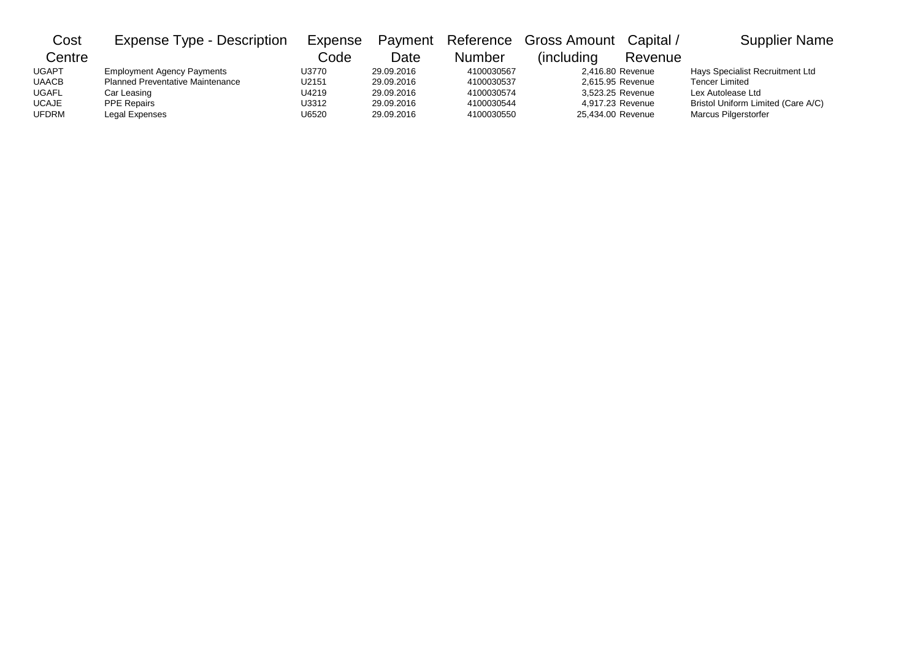| Cost Centre | Expense Type - Description | Expense Code | Payment Date | Reference Number | Gross Amount (including | Capital / Revenue | Supplier Name |
|---|---|---|---|---|---|---|---|
| UGAPT | Employment Agency Payments | U3770 | 29.09.2016 | 4100030567 | 2,416.80 | Revenue | Hays Specialist Recruitment Ltd |
| UAACB | Planned Preventative Maintenance | U2151 | 29.09.2016 | 4100030537 | 2,615.95 | Revenue | Tencer Limited |
| UGAFL | Car Leasing | U4219 | 29.09.2016 | 4100030574 | 3,523.25 | Revenue | Lex Autolease Ltd |
| UCAJE | PPE Repairs | U3312 | 29.09.2016 | 4100030544 | 4,917.23 | Revenue | Bristol Uniform Limited (Care A/C) |
| UFDRM | Legal Expenses | U6520 | 29.09.2016 | 4100030550 | 25,434.00 | Revenue | Marcus Pilgerstorfer |